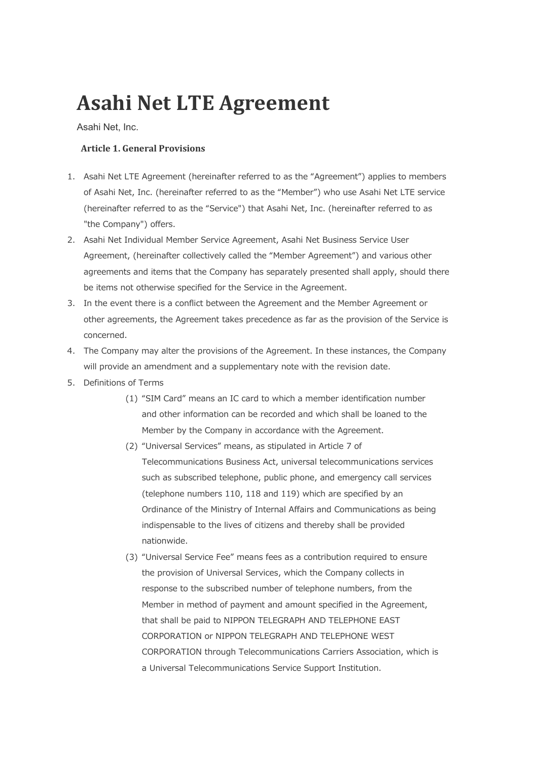# Asahi Net LTE Agreement

Asahi Net, Inc.

### Article 1. General Provisions

1. Asahi Net LTE Agreement (hereinafter referred to as the "Agreement") applies to members of Asahi Net, Inc. (hereinafter referred to as the "Member") who use Asahi Net LTE service (hereinafter referred to as the "Service") that Asahi Net, Inc. (hereinafter referred to as "the Company") offers.
2. Asahi Net Individual Member Service Agreement, Asahi Net Business Service User Agreement, (hereinafter collectively called the "Member Agreement") and various other agreements and items that the Company has separately presented shall apply, should there be items not otherwise specified for the Service in the Agreement.
3. In the event there is a conflict between the Agreement and the Member Agreement or other agreements, the Agreement takes precedence as far as the provision of the Service is concerned.
4. The Company may alter the provisions of the Agreement. In these instances, the Company will provide an amendment and a supplementary note with the revision date.
5. Definitions of Terms
   - (1) "SIM Card" means an IC card to which a member identification number and other information can be recorded and which shall be loaned to the Member by the Company in accordance with the Agreement.
   - (2) "Universal Services" means, as stipulated in Article 7 of Telecommunications Business Act, universal telecommunications services such as subscribed telephone, public phone, and emergency call services (telephone numbers 110, 118 and 119) which are specified by an Ordinance of the Ministry of Internal Affairs and Communications as being indispensable to the lives of citizens and thereby shall be provided nationwide.
   - (3) "Universal Service Fee" means fees as a contribution required to ensure the provision of Universal Services, which the Company collects in response to the subscribed number of telephone numbers, from the Member in method of payment and amount specified in the Agreement, that shall be paid to NIPPON TELEGRAPH AND TELEPHONE EAST CORPORATION or NIPPON TELEGRAPH AND TELEPHONE WEST CORPORATION through Telecommunications Carriers Association, which is a Universal Telecommunications Service Support Institution.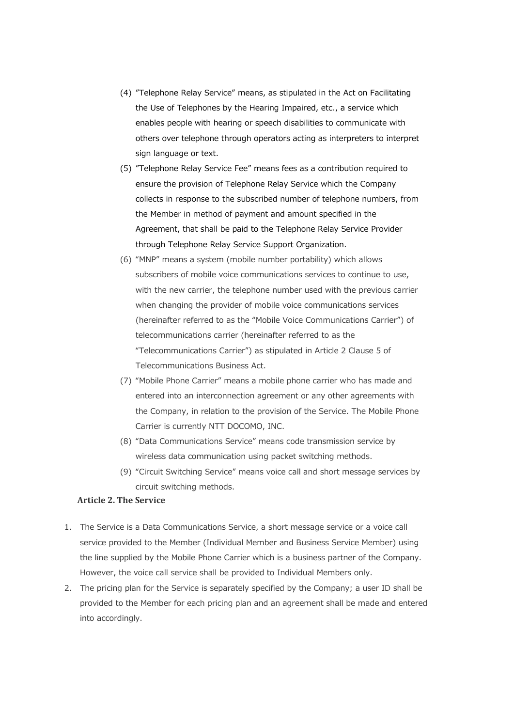(4) "Telephone Relay Service" means, as stipulated in the Act on Facilitating the Use of Telephones by the Hearing Impaired, etc., a service which enables people with hearing or speech disabilities to communicate with others over telephone through operators acting as interpreters to interpret sign language or text.

(5) "Telephone Relay Service Fee" means fees as a contribution required to ensure the provision of Telephone Relay Service which the Company collects in response to the subscribed number of telephone numbers, from the Member in method of payment and amount specified in the Agreement, that shall be paid to the Telephone Relay Service Provider through Telephone Relay Service Support Organization.

(6) "MNP" means a system (mobile number portability) which allows subscribers of mobile voice communications services to continue to use, with the new carrier, the telephone number used with the previous carrier when changing the provider of mobile voice communications services (hereinafter referred to as the "Mobile Voice Communications Carrier") of telecommunications carrier (hereinafter referred to as the "Telecommunications Carrier") as stipulated in Article 2 Clause 5 of Telecommunications Business Act.

(7) "Mobile Phone Carrier" means a mobile phone carrier who has made and entered into an interconnection agreement or any other agreements with the Company, in relation to the provision of the Service. The Mobile Phone Carrier is currently NTT DOCOMO, INC.

(8) "Data Communications Service" means code transmission service by wireless data communication using packet switching methods.

(9) "Circuit Switching Service" means voice call and short message services by circuit switching methods.

### Article 2. The Service

1. The Service is a Data Communications Service, a short message service or a voice call service provided to the Member (Individual Member and Business Service Member) using the line supplied by the Mobile Phone Carrier which is a business partner of the Company. However, the voice call service shall be provided to Individual Members only.
2. The pricing plan for the Service is separately specified by the Company; a user ID shall be provided to the Member for each pricing plan and an agreement shall be made and entered into accordingly.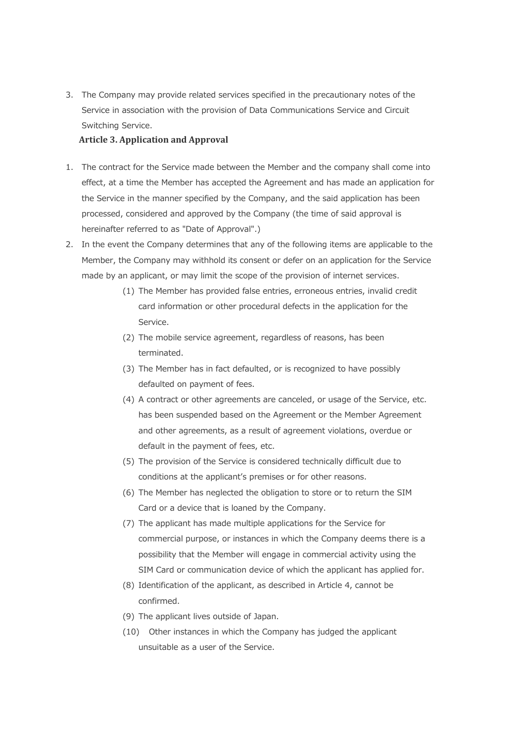3. The Company may provide related services specified in the precautionary notes of the Service in association with the provision of Data Communications Service and Circuit Switching Service.

### Article 3. Application and Approval

1. The contract for the Service made between the Member and the company shall come into effect, at a time the Member has accepted the Agreement and has made an application for the Service in the manner specified by the Company, and the said application has been processed, considered and approved by the Company (the time of said approval is hereinafter referred to as "Date of Approval".)
2. In the event the Company determines that any of the following items are applicable to the Member, the Company may withhold its consent or defer on an application for the Service made by an applicant, or may limit the scope of the provision of internet services.
   - (1) The Member has provided false entries, erroneous entries, invalid credit card information or other procedural defects in the application for the Service.
   - (2) The mobile service agreement, regardless of reasons, has been terminated.
   - (3) The Member has in fact defaulted, or is recognized to have possibly defaulted on payment of fees.
   - (4) A contract or other agreements are canceled, or usage of the Service, etc. has been suspended based on the Agreement or the Member Agreement and other agreements, as a result of agreement violations, overdue or default in the payment of fees, etc.
   - (5) The provision of the Service is considered technically difficult due to conditions at the applicant's premises or for other reasons.
   - (6) The Member has neglected the obligation to store or to return the SIM Card or a device that is loaned by the Company.
   - (7) The applicant has made multiple applications for the Service for commercial purpose, or instances in which the Company deems there is a possibility that the Member will engage in commercial activity using the SIM Card or communication device of which the applicant has applied for.
   - (8) Identification of the applicant, as described in Article 4, cannot be confirmed.
   - (9) The applicant lives outside of Japan.
   - (10) Other instances in which the Company has judged the applicant unsuitable as a user of the Service.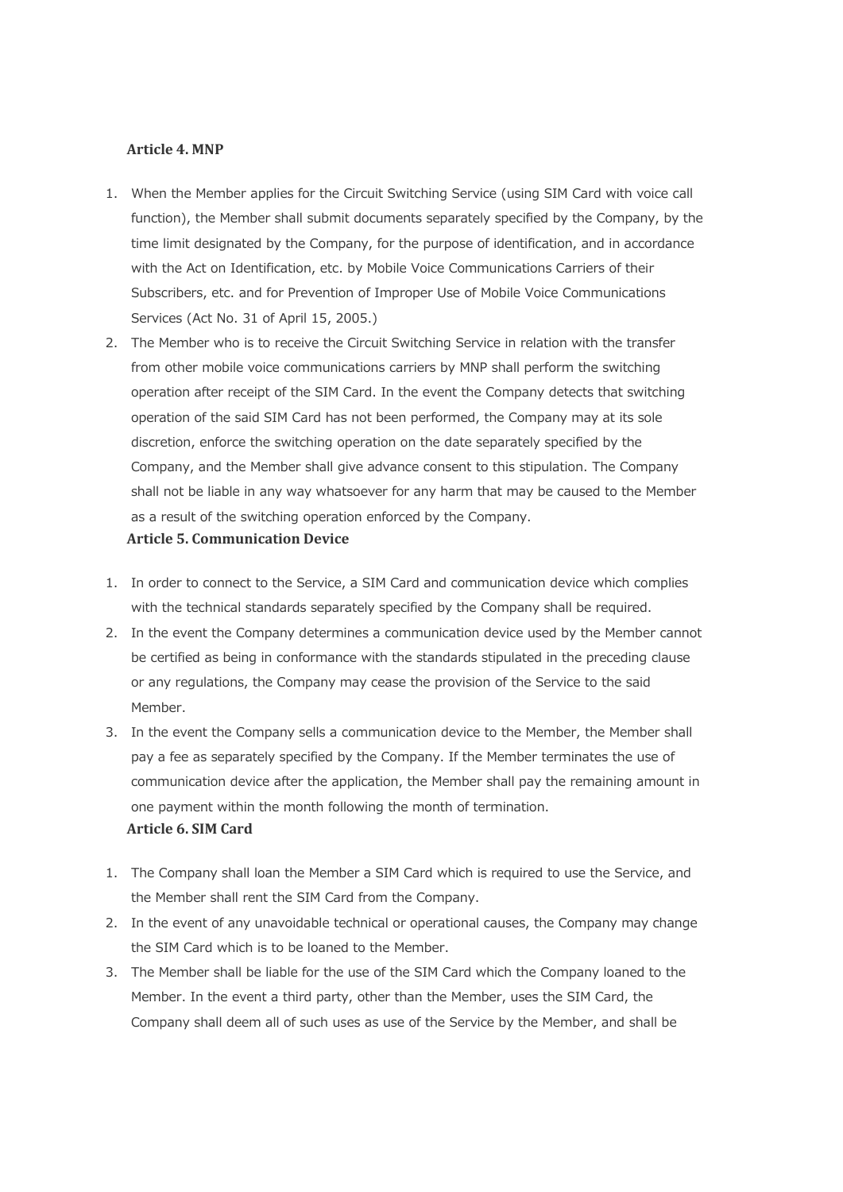### Article 4. MNP

1. When the Member applies for the Circuit Switching Service (using SIM Card with voice call function), the Member shall submit documents separately specified by the Company, by the time limit designated by the Company, for the purpose of identification, and in accordance with the Act on Identification, etc. by Mobile Voice Communications Carriers of their Subscribers, etc. and for Prevention of Improper Use of Mobile Voice Communications Services (Act No. 31 of April 15, 2005.)
2. The Member who is to receive the Circuit Switching Service in relation with the transfer from other mobile voice communications carriers by MNP shall perform the switching operation after receipt of the SIM Card. In the event the Company detects that switching operation of the said SIM Card has not been performed, the Company may at its sole discretion, enforce the switching operation on the date separately specified by the Company, and the Member shall give advance consent to this stipulation. The Company shall not be liable in any way whatsoever for any harm that may be caused to the Member as a result of the switching operation enforced by the Company.

### Article 5. Communication Device

1. In order to connect to the Service, a SIM Card and communication device which complies with the technical standards separately specified by the Company shall be required.
2. In the event the Company determines a communication device used by the Member cannot be certified as being in conformance with the standards stipulated in the preceding clause or any regulations, the Company may cease the provision of the Service to the said Member.
3. In the event the Company sells a communication device to the Member, the Member shall pay a fee as separately specified by the Company. If the Member terminates the use of communication device after the application, the Member shall pay the remaining amount in one payment within the month following the month of termination.

### Article 6. SIM Card

1. The Company shall loan the Member a SIM Card which is required to use the Service, and the Member shall rent the SIM Card from the Company.
2. In the event of any unavoidable technical or operational causes, the Company may change the SIM Card which is to be loaned to the Member.
3. The Member shall be liable for the use of the SIM Card which the Company loaned to the Member. In the event a third party, other than the Member, uses the SIM Card, the Company shall deem all of such uses as use of the Service by the Member, and shall be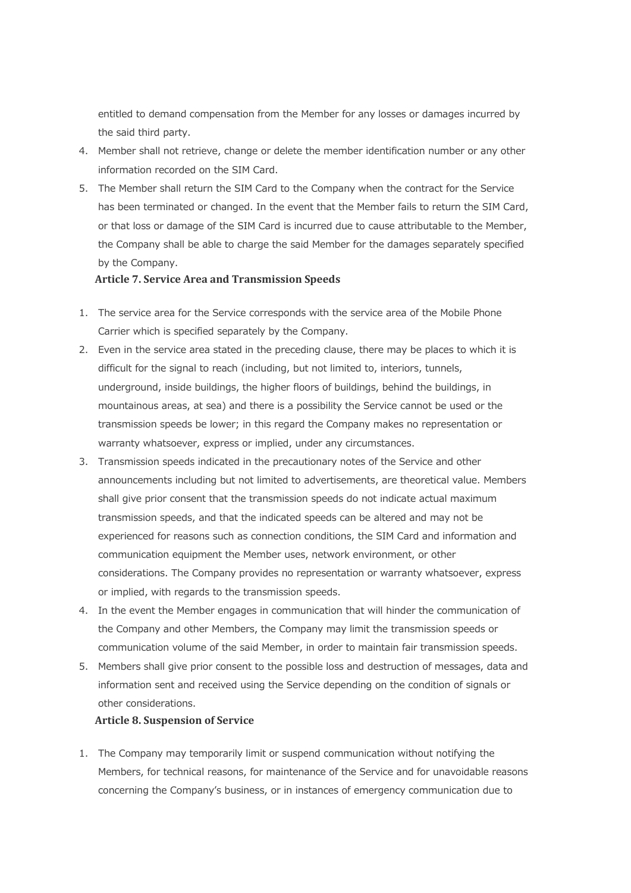entitled to demand compensation from the Member for any losses or damages incurred by the said third party.

4. Member shall not retrieve, change or delete the member identification number or any other information recorded on the SIM Card.
5. The Member shall return the SIM Card to the Company when the contract for the Service has been terminated or changed. In the event that the Member fails to return the SIM Card, or that loss or damage of the SIM Card is incurred due to cause attributable to the Member, the Company shall be able to charge the said Member for the damages separately specified by the Company.

### Article 7. Service Area and Transmission Speeds

1. The service area for the Service corresponds with the service area of the Mobile Phone Carrier which is specified separately by the Company.
2. Even in the service area stated in the preceding clause, there may be places to which it is difficult for the signal to reach (including, but not limited to, interiors, tunnels, underground, inside buildings, the higher floors of buildings, behind the buildings, in mountainous areas, at sea) and there is a possibility the Service cannot be used or the transmission speeds be lower; in this regard the Company makes no representation or warranty whatsoever, express or implied, under any circumstances.
3. Transmission speeds indicated in the precautionary notes of the Service and other announcements including but not limited to advertisements, are theoretical value. Members shall give prior consent that the transmission speeds do not indicate actual maximum transmission speeds, and that the indicated speeds can be altered and may not be experienced for reasons such as connection conditions, the SIM Card and information and communication equipment the Member uses, network environment, or other considerations. The Company provides no representation or warranty whatsoever, express or implied, with regards to the transmission speeds.
4. In the event the Member engages in communication that will hinder the communication of the Company and other Members, the Company may limit the transmission speeds or communication volume of the said Member, in order to maintain fair transmission speeds.
5. Members shall give prior consent to the possible loss and destruction of messages, data and information sent and received using the Service depending on the condition of signals or other considerations.

### Article 8. Suspension of Service

1. The Company may temporarily limit or suspend communication without notifying the Members, for technical reasons, for maintenance of the Service and for unavoidable reasons concerning the Company's business, or in instances of emergency communication due to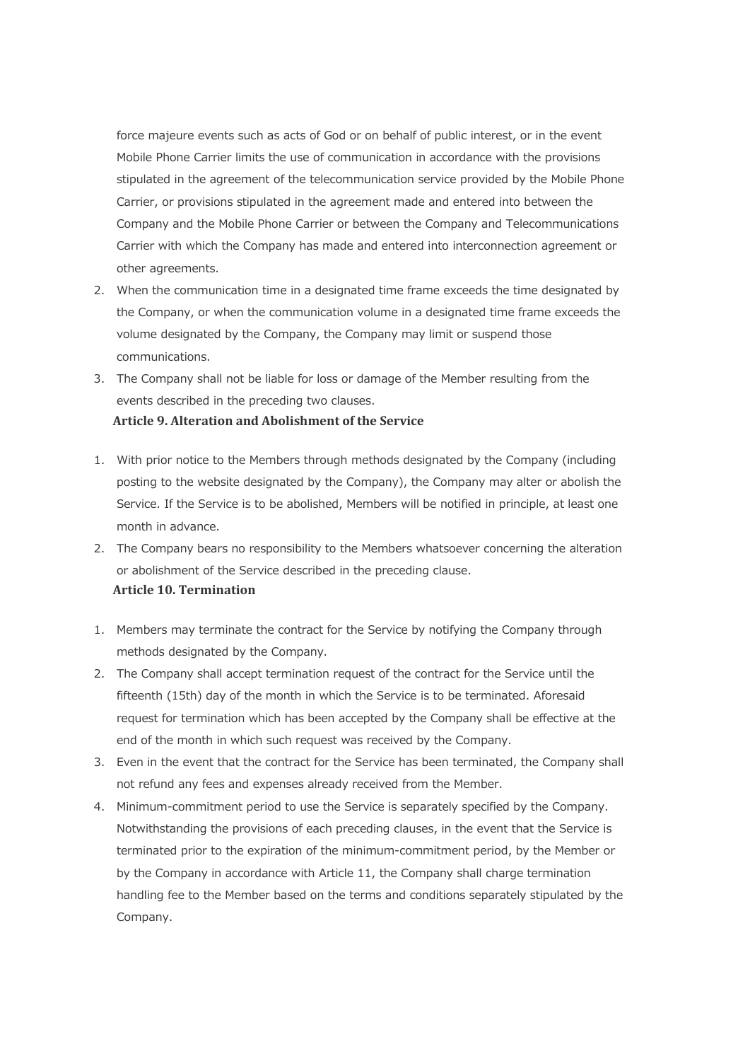force majeure events such as acts of God or on behalf of public interest, or in the event Mobile Phone Carrier limits the use of communication in accordance with the provisions stipulated in the agreement of the telecommunication service provided by the Mobile Phone Carrier, or provisions stipulated in the agreement made and entered into between the Company and the Mobile Phone Carrier or between the Company and Telecommunications Carrier with which the Company has made and entered into interconnection agreement or other agreements.

2. When the communication time in a designated time frame exceeds the time designated by the Company, or when the communication volume in a designated time frame exceeds the volume designated by the Company, the Company may limit or suspend those communications.
3. The Company shall not be liable for loss or damage of the Member resulting from the events described in the preceding two clauses.

### Article 9. Alteration and Abolishment of the Service

1. With prior notice to the Members through methods designated by the Company (including posting to the website designated by the Company), the Company may alter or abolish the Service. If the Service is to be abolished, Members will be notified in principle, at least one month in advance.
2. The Company bears no responsibility to the Members whatsoever concerning the alteration or abolishment of the Service described in the preceding clause.

### Article 10. Termination

1. Members may terminate the contract for the Service by notifying the Company through methods designated by the Company.
2. The Company shall accept termination request of the contract for the Service until the fifteenth (15th) day of the month in which the Service is to be terminated. Aforesaid request for termination which has been accepted by the Company shall be effective at the end of the month in which such request was received by the Company.
3. Even in the event that the contract for the Service has been terminated, the Company shall not refund any fees and expenses already received from the Member.
4. Minimum-commitment period to use the Service is separately specified by the Company. Notwithstanding the provisions of each preceding clauses, in the event that the Service is terminated prior to the expiration of the minimum-commitment period, by the Member or by the Company in accordance with Article 11, the Company shall charge termination handling fee to the Member based on the terms and conditions separately stipulated by the Company.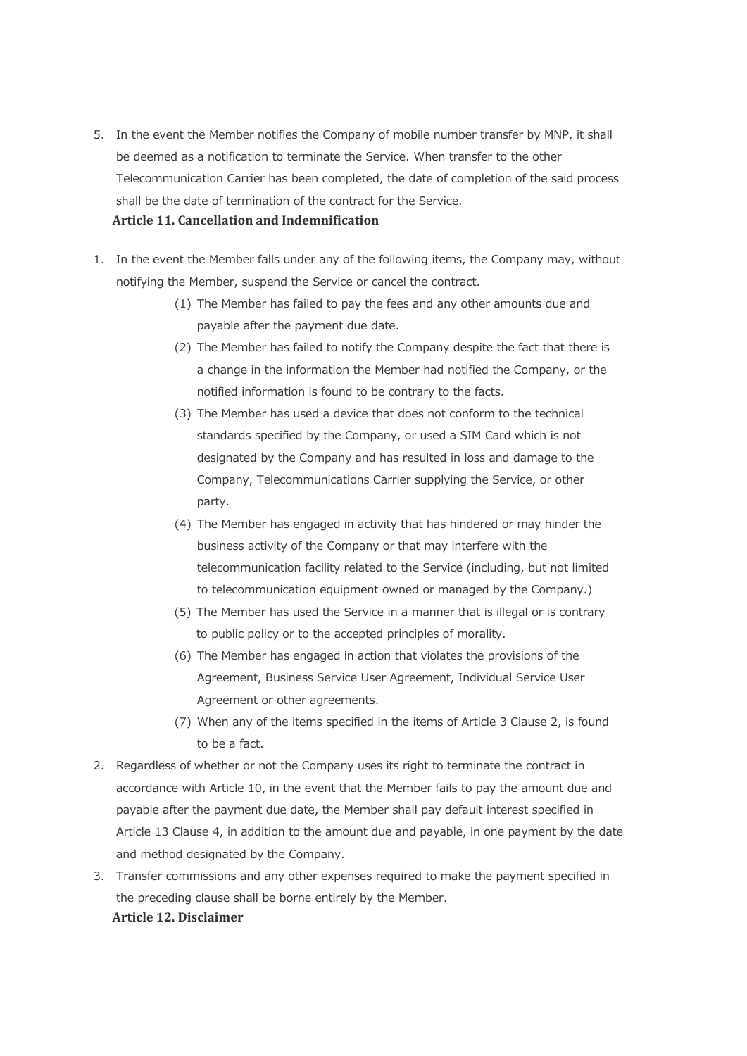5. In the event the Member notifies the Company of mobile number transfer by MNP, it shall be deemed as a notification to terminate the Service. When transfer to the other Telecommunication Carrier has been completed, the date of completion of the said process shall be the date of termination of the contract for the Service.

## Article 11. Cancellation and Indemnification

1. In the event the Member falls under any of the following items, the Company may, without notifying the Member, suspend the Service or cancel the contract.
   (1) The Member has failed to pay the fees and any other amounts due and payable after the payment due date.
   (2) The Member has failed to notify the Company despite the fact that there is a change in the information the Member had notified the Company, or the notified information is found to be contrary to the facts.
   (3) The Member has used a device that does not conform to the technical standards specified by the Company, or used a SIM Card which is not designated by the Company and has resulted in loss and damage to the Company, Telecommunications Carrier supplying the Service, or other party.
   (4) The Member has engaged in activity that has hindered or may hinder the business activity of the Company or that may interfere with the telecommunication facility related to the Service (including, but not limited to telecommunication equipment owned or managed by the Company.)
   (5) The Member has used the Service in a manner that is illegal or is contrary to public policy or to the accepted principles of morality.
   (6) The Member has engaged in action that violates the provisions of the Agreement, Business Service User Agreement, Individual Service User Agreement or other agreements.
   (7) When any of the items specified in the items of Article 3 Clause 2, is found to be a fact.
2. Regardless of whether or not the Company uses its right to terminate the contract in accordance with Article 10, in the event that the Member fails to pay the amount due and payable after the payment due date, the Member shall pay default interest specified in Article 13 Clause 4, in addition to the amount due and payable, in one payment by the date and method designated by the Company.
3. Transfer commissions and any other expenses required to make the payment specified in the preceding clause shall be borne entirely by the Member.

## Article 12. Disclaimer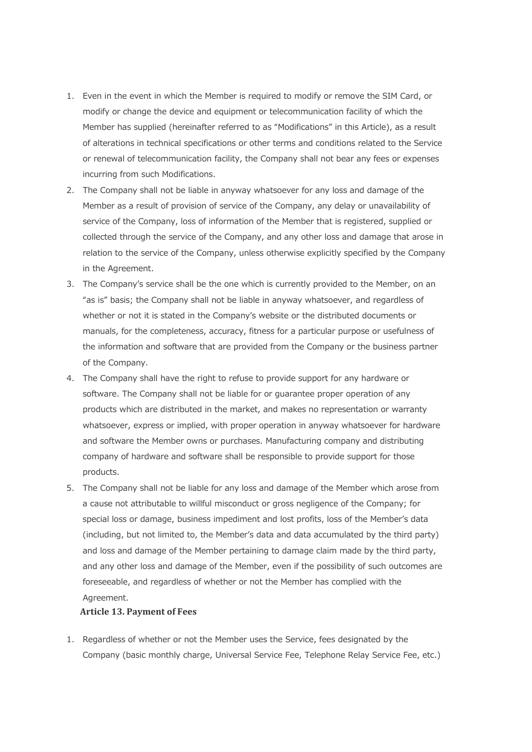1. Even in the event in which the Member is required to modify or remove the SIM Card, or modify or change the device and equipment or telecommunication facility of which the Member has supplied (hereinafter referred to as "Modifications" in this Article), as a result of alterations in technical specifications or other terms and conditions related to the Service or renewal of telecommunication facility, the Company shall not bear any fees or expenses incurring from such Modifications.
2. The Company shall not be liable in anyway whatsoever for any loss and damage of the Member as a result of provision of service of the Company, any delay or unavailability of service of the Company, loss of information of the Member that is registered, supplied or collected through the service of the Company, and any other loss and damage that arose in relation to the service of the Company, unless otherwise explicitly specified by the Company in the Agreement.
3. The Company's service shall be the one which is currently provided to the Member, on an "as is" basis; the Company shall not be liable in anyway whatsoever, and regardless of whether or not it is stated in the Company's website or the distributed documents or manuals, for the completeness, accuracy, fitness for a particular purpose or usefulness of the information and software that are provided from the Company or the business partner of the Company.
4. The Company shall have the right to refuse to provide support for any hardware or software. The Company shall not be liable for or guarantee proper operation of any products which are distributed in the market, and makes no representation or warranty whatsoever, express or implied, with proper operation in anyway whatsoever for hardware and software the Member owns or purchases. Manufacturing company and distributing company of hardware and software shall be responsible to provide support for those products.
5. The Company shall not be liable for any loss and damage of the Member which arose from a cause not attributable to willful misconduct or gross negligence of the Company; for special loss or damage, business impediment and lost profits, loss of the Member's data (including, but not limited to, the Member's data and data accumulated by the third party) and loss and damage of the Member pertaining to damage claim made by the third party, and any other loss and damage of the Member, even if the possibility of such outcomes are foreseeable, and regardless of whether or not the Member has complied with the Agreement.

## Article 13. Payment of Fees

1. Regardless of whether or not the Member uses the Service, fees designated by the Company (basic monthly charge, Universal Service Fee, Telephone Relay Service Fee, etc.)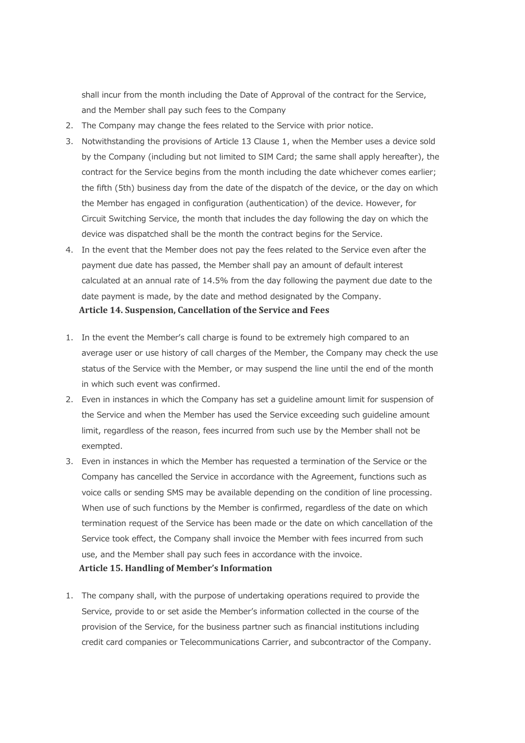shall incur from the month including the Date of Approval of the contract for the Service, and the Member shall pay such fees to the Company

2. The Company may change the fees related to the Service with prior notice.
3. Notwithstanding the provisions of Article 13 Clause 1, when the Member uses a device sold by the Company (including but not limited to SIM Card; the same shall apply hereafter), the contract for the Service begins from the month including the date whichever comes earlier; the fifth (5th) business day from the date of the dispatch of the device, or the day on which the Member has engaged in configuration (authentication) of the device. However, for Circuit Switching Service, the month that includes the day following the day on which the device was dispatched shall be the month the contract begins for the Service.
4. In the event that the Member does not pay the fees related to the Service even after the payment due date has passed, the Member shall pay an amount of default interest calculated at an annual rate of 14.5% from the day following the payment due date to the date payment is made, by the date and method designated by the Company.

### Article 14. Suspension, Cancellation of the Service and Fees

1. In the event the Member's call charge is found to be extremely high compared to an average user or use history of call charges of the Member, the Company may check the use status of the Service with the Member, or may suspend the line until the end of the month in which such event was confirmed.
2. Even in instances in which the Company has set a guideline amount limit for suspension of the Service and when the Member has used the Service exceeding such guideline amount limit, regardless of the reason, fees incurred from such use by the Member shall not be exempted.
3. Even in instances in which the Member has requested a termination of the Service or the Company has cancelled the Service in accordance with the Agreement, functions such as voice calls or sending SMS may be available depending on the condition of line processing. When use of such functions by the Member is confirmed, regardless of the date on which termination request of the Service has been made or the date on which cancellation of the Service took effect, the Company shall invoice the Member with fees incurred from such use, and the Member shall pay such fees in accordance with the invoice.

### Article 15. Handling of Member's Information

1. The company shall, with the purpose of undertaking operations required to provide the Service, provide to or set aside the Member's information collected in the course of the provision of the Service, for the business partner such as financial institutions including credit card companies or Telecommunications Carrier, and subcontractor of the Company.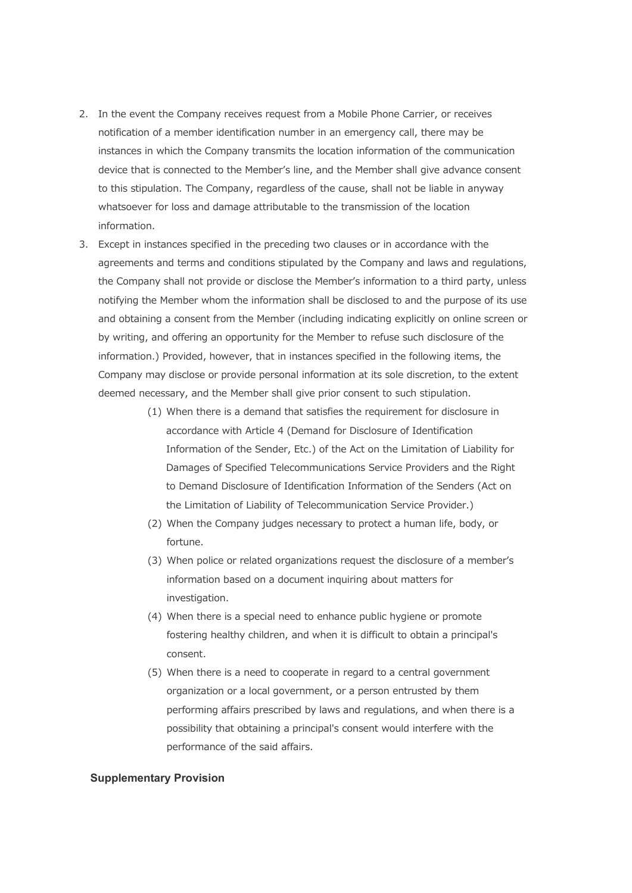2. In the event the Company receives request from a Mobile Phone Carrier, or receives notification of a member identification number in an emergency call, there may be instances in which the Company transmits the location information of the communication device that is connected to the Member's line, and the Member shall give advance consent to this stipulation. The Company, regardless of the cause, shall not be liable in anyway whatsoever for loss and damage attributable to the transmission of the location information.
3. Except in instances specified in the preceding two clauses or in accordance with the agreements and terms and conditions stipulated by the Company and laws and regulations, the Company shall not provide or disclose the Member's information to a third party, unless notifying the Member whom the information shall be disclosed to and the purpose of its use and obtaining a consent from the Member (including indicating explicitly on online screen or by writing, and offering an opportunity for the Member to refuse such disclosure of the information.) Provided, however, that in instances specified in the following items, the Company may disclose or provide personal information at its sole discretion, to the extent deemed necessary, and the Member shall give prior consent to such stipulation.
   (1) When there is a demand that satisfies the requirement for disclosure in accordance with Article 4 (Demand for Disclosure of Identification Information of the Sender, Etc.) of the Act on the Limitation of Liability for Damages of Specified Telecommunications Service Providers and the Right to Demand Disclosure of Identification Information of the Senders (Act on the Limitation of Liability of Telecommunication Service Provider.)
   (2) When the Company judges necessary to protect a human life, body, or fortune.
   (3) When police or related organizations request the disclosure of a member's information based on a document inquiring about matters for investigation.
   (4) When there is a special need to enhance public hygiene or promote fostering healthy children, and when it is difficult to obtain a principal's consent.
   (5) When there is a need to cooperate in regard to a central government organization or a local government, or a person entrusted by them performing affairs prescribed by laws and regulations, and when there is a possibility that obtaining a principal's consent would interfere with the performance of the said affairs.

**Supplementary Provision**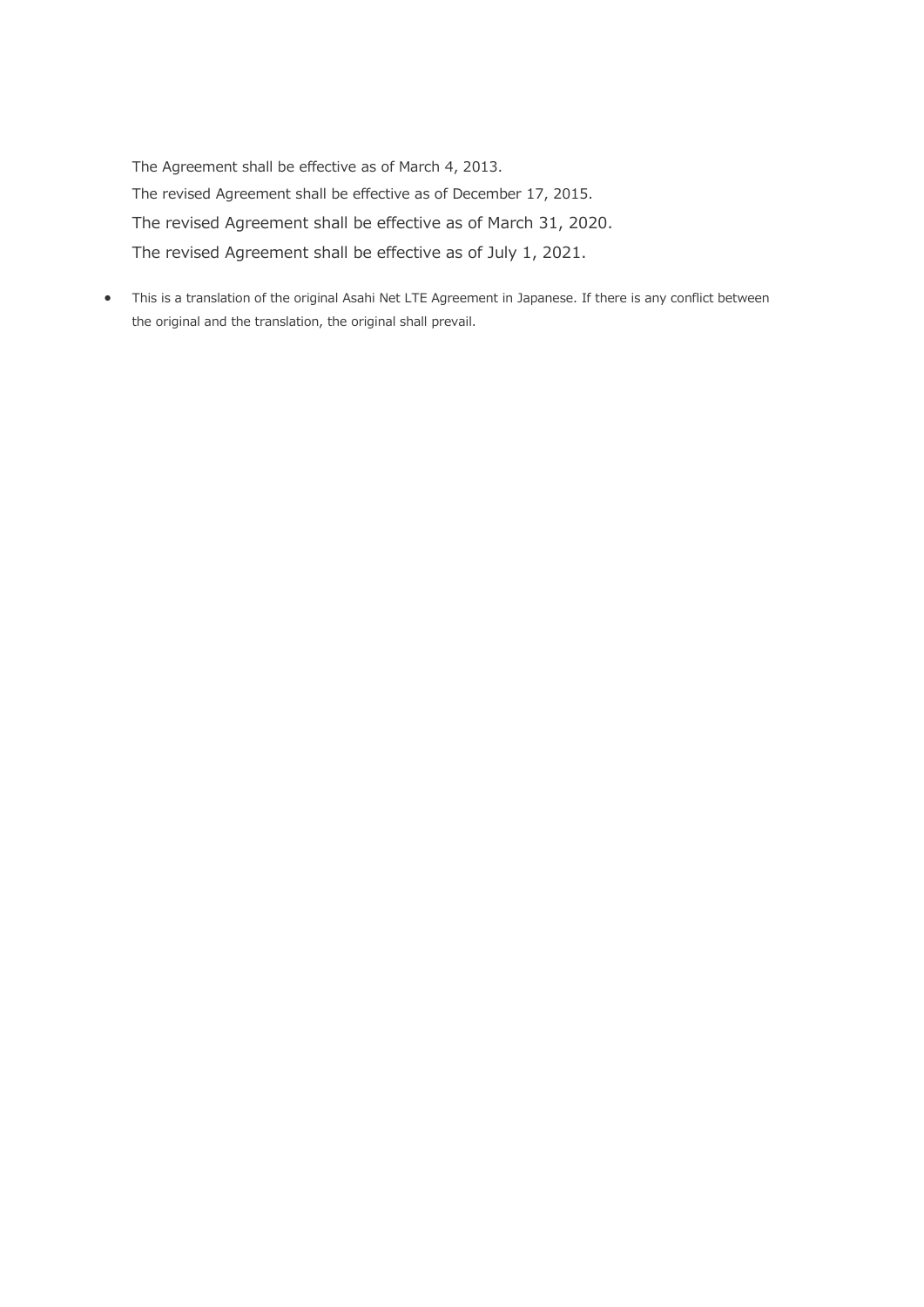The Agreement shall be effective as of March 4, 2013.

The revised Agreement shall be effective as of December 17, 2015.

The revised Agreement shall be effective as of March 31, 2020.

The revised Agreement shall be effective as of July 1, 2021.

- This is a translation of the original Asahi Net LTE Agreement in Japanese. If there is any conflict between the original and the translation, the original shall prevail.